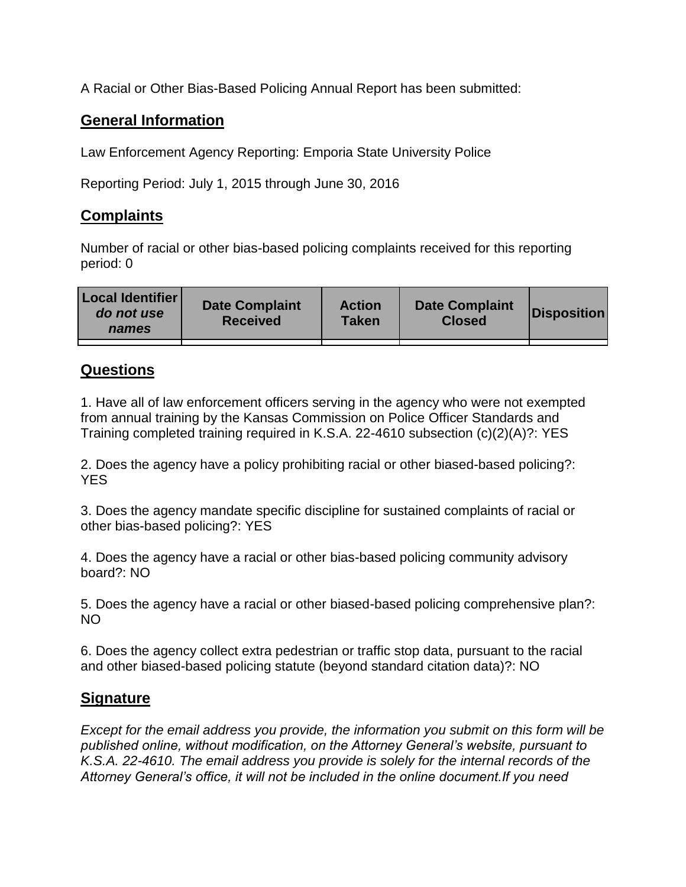A Racial or Other Bias-Based Policing Annual Report has been submitted:

## General Information

Law Enforcement Agency Reporting: Emporia State University Police

Reporting Period: July 1, 2015 through June 30, 2016

## Complaints

Number of racial or other bias-based policing complaints received for this reporting period: 0

| Local Identifier *do not use names* | Date Complaint Received | Action Taken | Date Complaint Closed | Disposition |
|---|---|---|---|---|
| | | | | |

## Questions

1. Have all of law enforcement officers serving in the agency who were not exempted from annual training by the Kansas Commission on Police Officer Standards and Training completed training required in K.S.A. 22-4610 subsection (c)(2)(A)?: YES

2. Does the agency have a policy prohibiting racial or other biased-based policing?: YES

3. Does the agency mandate specific discipline for sustained complaints of racial or other bias-based policing?: YES

4. Does the agency have a racial or other bias-based policing community advisory board?: NO

5. Does the agency have a racial or other biased-based policing comprehensive plan?: NO

6. Does the agency collect extra pedestrian or traffic stop data, pursuant to the racial and other biased-based policing statute (beyond standard citation data)?: NO

## Signature

*Except for the email address you provide, the information you submit on this form will be published online, without modification, on the Attorney General's website, pursuant to K.S.A. 22-4610. The email address you provide is solely for the internal records of the Attorney General's office, it will not be included in the online document.If you need*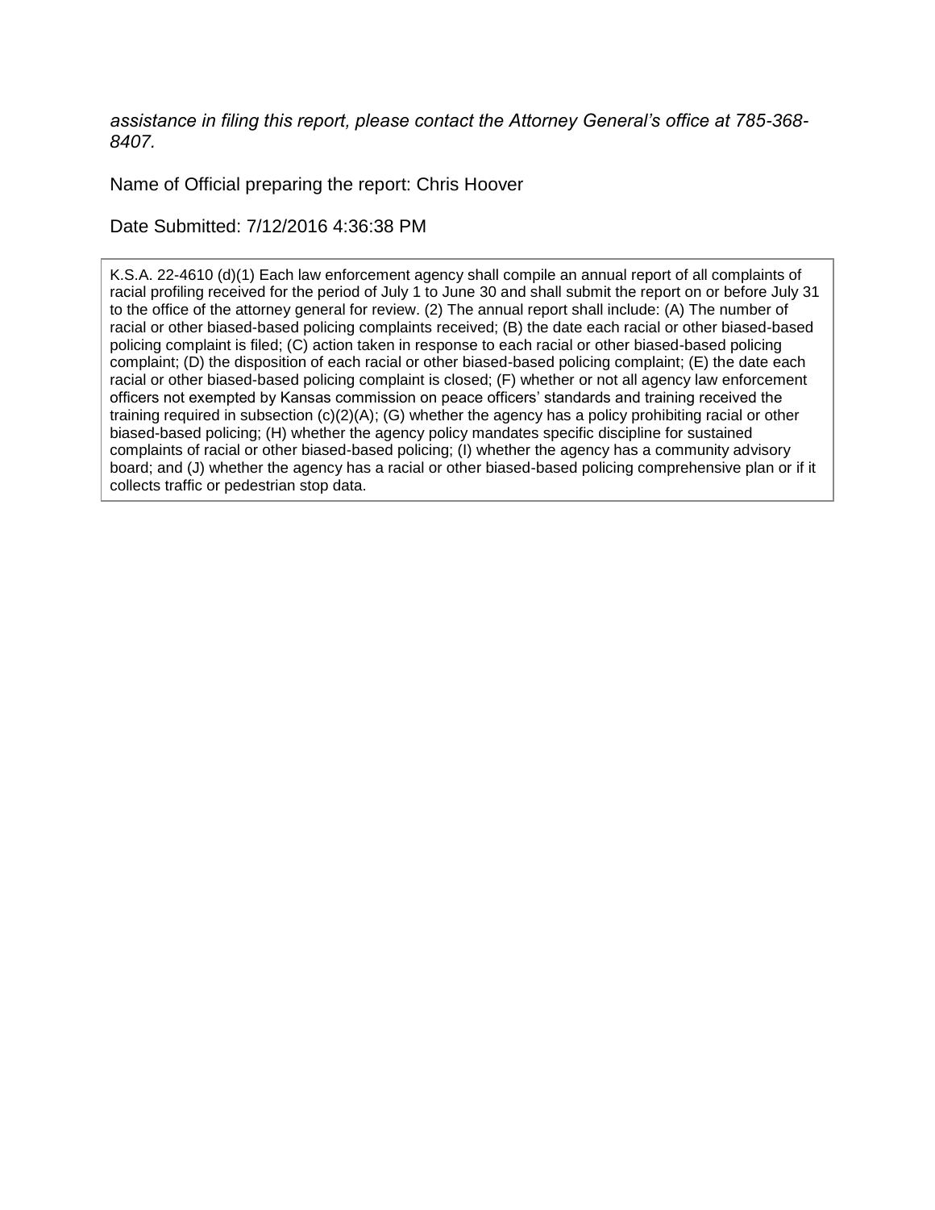*assistance in filing this report, please contact the Attorney General's office at 785-368-8407.*

Name of Official preparing the report: Chris Hoover

Date Submitted: 7/12/2016 4:36:38 PM

K.S.A. 22-4610 (d)(1) Each law enforcement agency shall compile an annual report of all complaints of racial profiling received for the period of July 1 to June 30 and shall submit the report on or before July 31 to the office of the attorney general for review. (2) The annual report shall include: (A) The number of racial or other biased-based policing complaints received; (B) the date each racial or other biased-based policing complaint is filed; (C) action taken in response to each racial or other biased-based policing complaint; (D) the disposition of each racial or other biased-based policing complaint; (E) the date each racial or other biased-based policing complaint is closed; (F) whether or not all agency law enforcement officers not exempted by Kansas commission on peace officers' standards and training received the training required in subsection (c)(2)(A); (G) whether the agency has a policy prohibiting racial or other biased-based policing; (H) whether the agency policy mandates specific discipline for sustained complaints of racial or other biased-based policing; (I) whether the agency has a community advisory board; and (J) whether the agency has a racial or other biased-based policing comprehensive plan or if it collects traffic or pedestrian stop data.